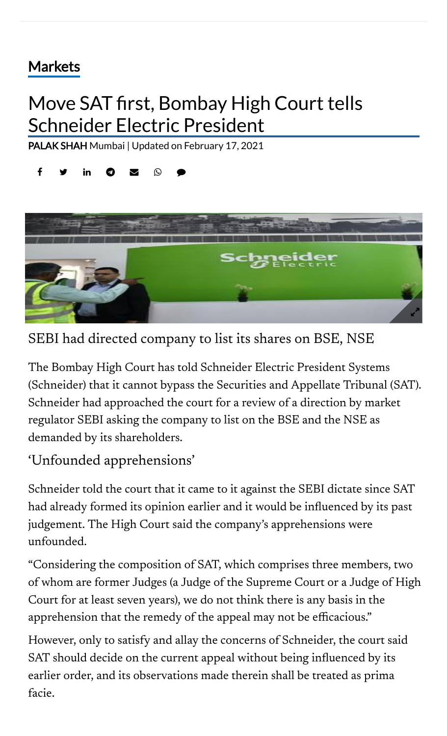Markets

# Move SAT first, Bombay High Court tells Schneider Electric President

**PALAK SHAH** Mumbai | Updated on February 17, 2021

SEBI had directed company to list its shares on BSE, NSE

The Bombay High Court has told Schneider Electric President Systems (Schneider) that it cannot bypass the Securities and Appellate Tribunal (SAT). Schneider had approached the court for a review of a direction by market regulator SEBI asking the company to list on the BSE and the NSE as demanded by its shareholders.

## 'Unfounded apprehensions'

Schneider told the court that it came to it against the SEBI dictate since SAT had already formed its opinion earlier and it would be influenced by its past judgement. The High Court said the company's apprehensions were unfounded.

"Considering the composition of SAT, which comprises three members, two of whom are former Judges (a Judge of the Supreme Court or a Judge of High Court for at least seven years), we do not think there is any basis in the apprehension that the remedy of the appeal may not be efficacious."

However, only to satisfy and allay the concerns of Schneider, the court said SAT should decide on the current appeal without being influenced by its earlier order, and its observations made therein shall be treated as prima facie.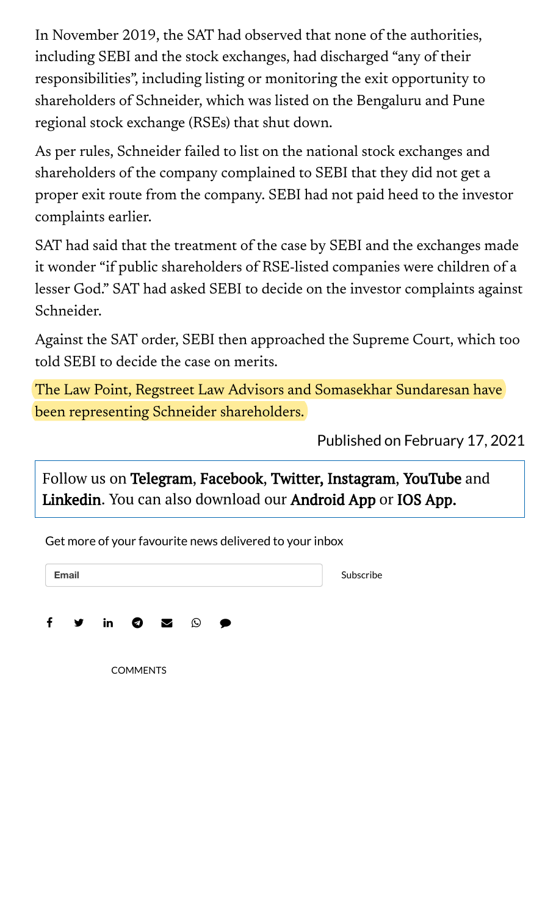In November 2019, the SAT had observed that none of the authorities, including SEBI and the stock exchanges, had discharged "any of their responsibilities", including listing or monitoring the exit opportunity to shareholders of Schneider, which was listed on the Bengaluru and Pune regional stock exchange (RSEs) that shut down.

As per rules, Schneider failed to list on the national stock exchanges and shareholders of the company complained to SEBI that they did not get a proper exit route from the company. SEBI had not paid heed to the investor complaints earlier.

SAT had said that the treatment of the case by SEBI and the exchanges made it wonder "if public shareholders of RSE-listed companies were children of a lesser God." SAT had asked SEBI to decide on the investor complaints against Schneider.

Against the SAT order, SEBI then approached the Supreme Court, which too told SEBI to decide the case on merits.

The Law Point, Regstreet Law Advisors and Somasekhar Sundaresan have been representing Schneider shareholders.

Published on February 17, 2021

Follow us on **Telegram**, **Facebook**, **Twitter**, **Instagram**, **YouTube** and **Linkedin**. You can also download our **Android App** or **IOS App.**

Get more of your favourite news delivered to your inbox

Email

Subscribe

COMMENTS